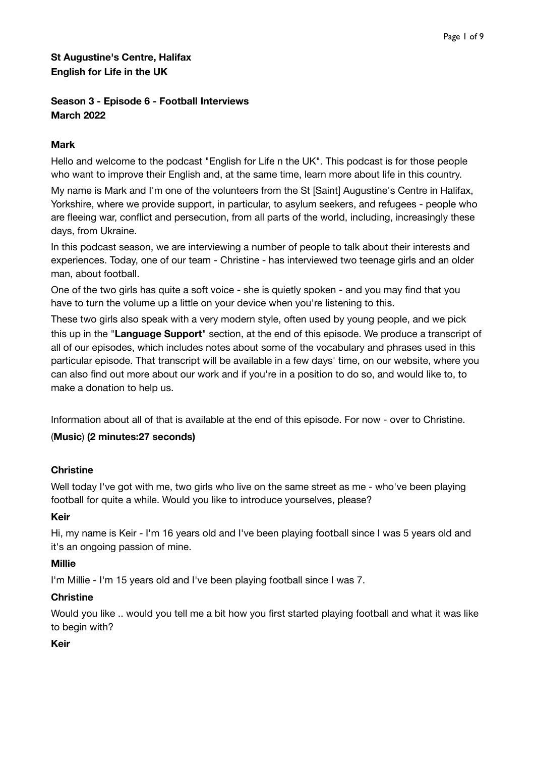**St Augustine's Centre, Halifax**
**English for Life in the UK**

**Season 3 - Episode 6 - Football Interviews**
**March 2022**

**Mark**

Hello and welcome to the podcast "English for Life n the UK". This podcast is for those people who want to improve their English and, at the same time, learn more about life in this country.

My name is Mark and I'm one of the volunteers from the St [Saint] Augustine's Centre in Halifax, Yorkshire, where we provide support, in particular, to asylum seekers, and refugees - people who are fleeing war, conflict and persecution, from all parts of the world, including, increasingly these days, from Ukraine.

In this podcast season, we are interviewing a number of people to talk about their interests and experiences. Today, one of our team - Christine - has interviewed two teenage girls and an older man, about football.

One of the two girls has quite a soft voice - she is quietly spoken - and you may find that you have to turn the volume up a little on your device when you're listening to this.

These two girls also speak with a very modern style, often used by young people, and we pick this up in the "**Language Support**" section, at the end of this episode. We produce a transcript of all of our episodes, which includes notes about some of the vocabulary and phrases used in this particular episode. That transcript will be available in a few days' time, on our website, where you can also find out more about our work and if you're in a position to do so, and would like to, to make a donation to help us.

Information about all of that is available at the end of this episode. For now - over to Christine.

(**Music**) **(2 minutes:27 seconds)**

**Christine**

Well today I've got with me, two girls who live on the same street as me - who've been playing football for quite a while. Would you like to introduce yourselves, please?

**Keir**

Hi, my name is Keir - I'm 16 years old and I've been playing football since I was 5 years old and it's an ongoing passion of mine.

**Millie**

I'm Millie - I'm 15 years old and I've been playing football since I was 7.

**Christine**

Would you like .. would you tell me a bit how you first started playing football and what it was like to begin with?

**Keir**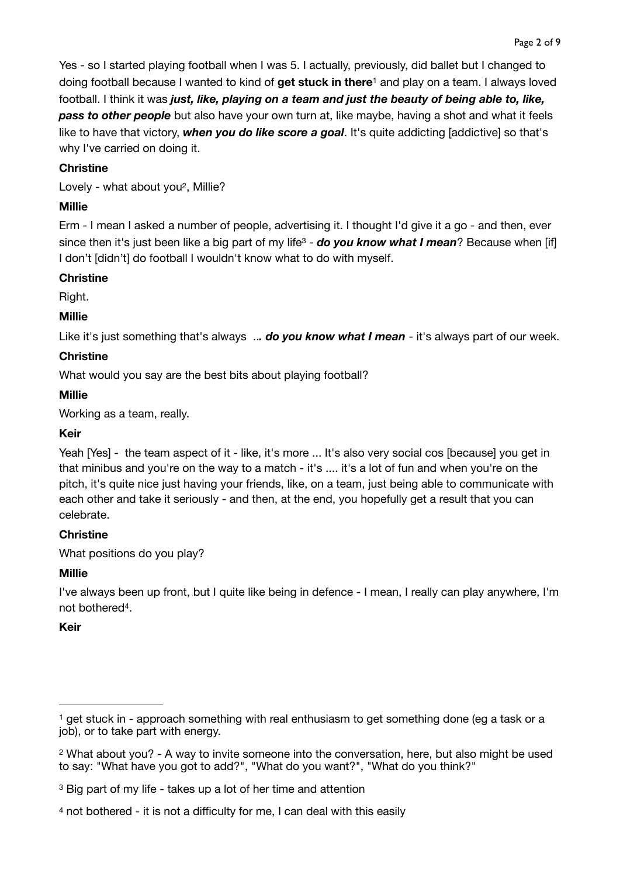Yes - so I started playing football when I was 5. I actually, previously, did ballet but I changed to doing football because I wanted to kind of **get stuck in there**[1] and play on a team. I always loved football. I think it was ***just, like, playing on a team and just the beauty of being able to, like, pass to other people*** but also have your own turn at, like maybe, having a shot and what it feels like to have that victory, ***when you do like score a goal***. It's quite addicting [addictive] so that's why I've carried on doing it.

**Christine**

Lovely - what about you[2], Millie?

**Millie**

Erm - I mean I asked a number of people, advertising it. I thought I'd give it a go - and then, ever since then it's just been like a big part of my life[3] - ***do you know what I mean***? Because when [if] I don't [didn't] do football I wouldn't know what to do with myself.

**Christine**

Right.

**Millie**

Like it's just something that's always ***.. do you know what I mean*** - it's always part of our week.

**Christine**

What would you say are the best bits about playing football?

**Millie**

Working as a team, really.

**Keir**

Yeah [Yes] - the team aspect of it - like, it's more ... It's also very social cos [because] you get in that minibus and you're on the way to a match - it's .... it's a lot of fun and when you're on the pitch, it's quite nice just having your friends, like, on a team, just being able to communicate with each other and take it seriously - and then, at the end, you hopefully get a result that you can celebrate.

**Christine**

What positions do you play?

**Millie**

I've always been up front, but I quite like being in defence - I mean, I really can play anywhere, I'm not bothered[4].

**Keir**

---

[1] get stuck in - approach something with real enthusiasm to get something done (eg a task or a job), or to take part with energy.

[2] What about you? - A way to invite someone into the conversation, here, but also might be used to say: "What have you got to add?", "What do you want?", "What do you think?"

[3] Big part of my life - takes up a lot of her time and attention

[4] not bothered - it is not a difficulty for me, I can deal with this easily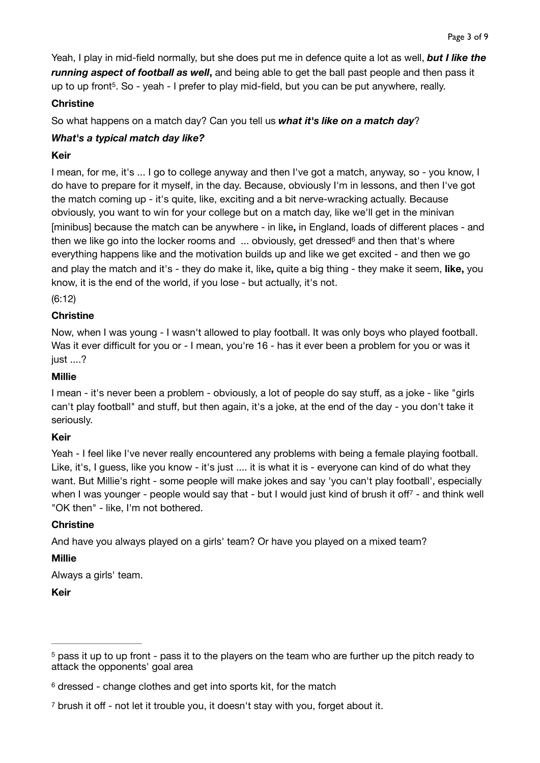Yeah, I play in mid-field normally, but she does put me in defence quite a lot as well, ***but I like the running aspect of football as well*,** and being able to get the ball past people and then pass it up to up front[5]. So - yeah - I prefer to play mid-field, but you can be put anywhere, really.

**Christine**

So what happens on a match day? Can you tell us ***what it's like on a match day***?

***What's a typical match day like?***

**Keir**

I mean, for me, it's ... I go to college anyway and then I've got a match, anyway, so - you know, I do have to prepare for it myself, in the day. Because, obviously I'm in lessons, and then I've got the match coming up - it's quite, like, exciting and a bit nerve-wracking actually. Because obviously, you want to win for your college but on a match day, like we'll get in the minivan [minibus] because the match can be anywhere - in like**,** in England, loads of different places - and then we like go into the locker rooms and ... obviously, get dressed[6] and then that's where everything happens like and the motivation builds up and like we get excited - and then we go and play the match and it's - they do make it, like**,** quite a big thing - they make it seem, **like,** you know, it is the end of the world, if you lose - but actually, it's not.

(6:12)

**Christine**

Now, when I was young - I wasn't allowed to play football. It was only boys who played football. Was it ever difficult for you or - I mean, you're 16 - has it ever been a problem for you or was it just ....?

**Millie**

I mean - it's never been a problem - obviously, a lot of people do say stuff, as a joke - like "girls can't play football" and stuff, but then again, it's a joke, at the end of the day - you don't take it seriously.

**Keir**

Yeah - I feel like I've never really encountered any problems with being a female playing football. Like, it's, I guess, like you know - it's just .... it is what it is - everyone can kind of do what they want. But Millie's right - some people will make jokes and say 'you can't play football', especially when I was younger - people would say that - but I would just kind of brush it off[7] - and think well "OK then" - like, I'm not bothered.

**Christine**

And have you always played on a girls' team? Or have you played on a mixed team?

**Millie**

Always a girls' team.

**Keir**

---

[5] pass it up to up front - pass it to the players on the team who are further up the pitch ready to attack the opponents' goal area

[6] dressed - change clothes and get into sports kit, for the match

[7] brush it off - not let it trouble you, it doesn't stay with you, forget about it.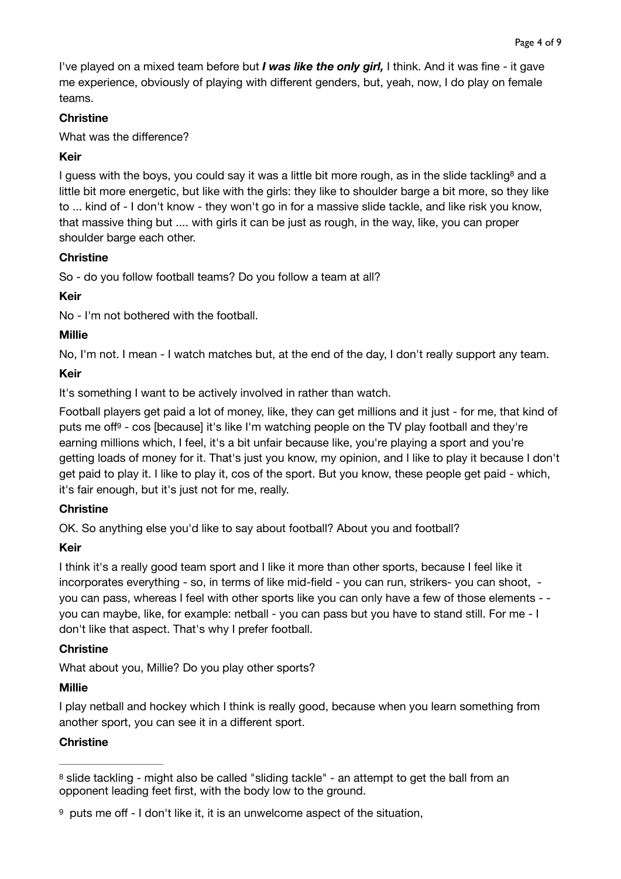I've played on a mixed team before but ***I was like the only girl,*** I think. And it was fine - it gave me experience, obviously of playing with different genders, but, yeah, now, I do play on female teams.

**Christine**

What was the difference?

**Keir**

I guess with the boys, you could say it was a little bit more rough, as in the slide tackling[8] and a little bit more energetic, but like with the girls: they like to shoulder barge a bit more, so they like to ... kind of - I don't know - they won't go in for a massive slide tackle, and like risk you know, that massive thing but .... with girls it can be just as rough, in the way, like, you can proper shoulder barge each other.

**Christine**

So - do you follow football teams? Do you follow a team at all?

**Keir**

No - I'm not bothered with the football.

**Millie**

No, I'm not. I mean - I watch matches but, at the end of the day, I don't really support any team.

**Keir**

It's something I want to be actively involved in rather than watch.

Football players get paid a lot of money, like, they can get millions and it just - for me, that kind of puts me off[9] - cos [because] it's like I'm watching people on the TV play football and they're earning millions which, I feel, it's a bit unfair because like, you're playing a sport and you're getting loads of money for it. That's just you know, my opinion, and I like to play it because I don't get paid to play it. I like to play it, cos of the sport. But you know, these people get paid - which, it's fair enough, but it's just not for me, really.

**Christine**

OK. So anything else you'd like to say about football? About you and football?

**Keir**

I think it's a really good team sport and I like it more than other sports, because I feel like it incorporates everything - so, in terms of like mid-field - you can run, strikers- you can shoot, - you can pass, whereas I feel with other sports like you can only have a few of those elements - - you can maybe, like, for example: netball - you can pass but you have to stand still. For me - I don't like that aspect. That's why I prefer football.

**Christine**

What about you, Millie? Do you play other sports?

**Millie**

I play netball and hockey which I think is really good, because when you learn something from another sport, you can see it in a different sport.

**Christine**

---

[8] slide tackling - might also be called "sliding tackle" - an attempt to get the ball from an opponent leading feet first, with the body low to the ground.

[9] puts me off - I don't like it, it is an unwelcome aspect of the situation,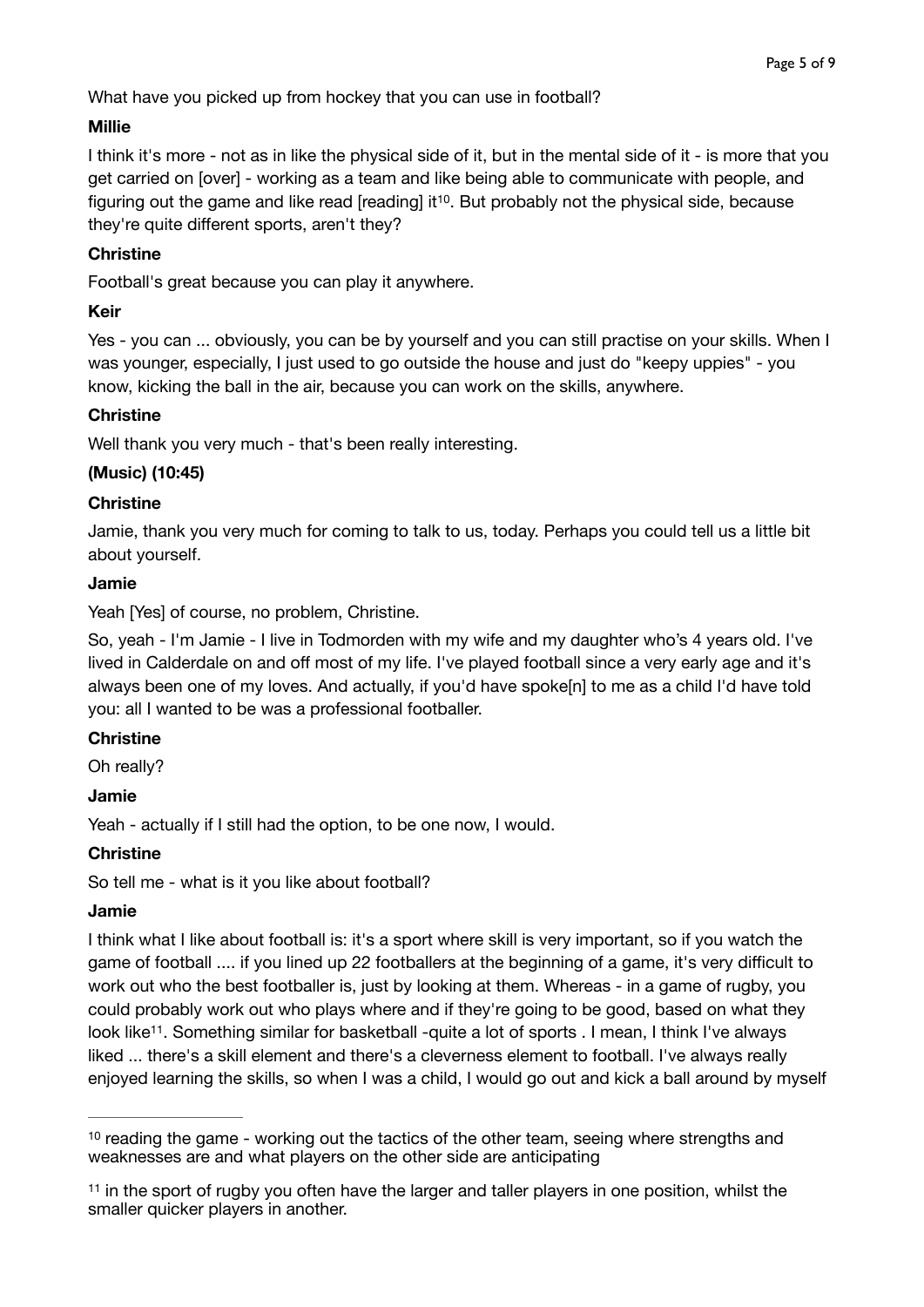What have you picked up from hockey that you can use in football?

**Millie**

I think it's more - not as in like the physical side of it, but in the mental side of it - is more that you get carried on [over] - working as a team and like being able to communicate with people, and figuring out the game and like read [reading] it[10]. But probably not the physical side, because they're quite different sports, aren't they?

**Christine**

Football's great because you can play it anywhere.

**Keir**

Yes - you can ... obviously, you can be by yourself and you can still practise on your skills. When I was younger, especially, I just used to go outside the house and just do "keepy uppies" - you know, kicking the ball in the air, because you can work on the skills, anywhere.

**Christine**

Well thank you very much - that's been really interesting.

**(Music) (10:45)**

**Christine**

Jamie, thank you very much for coming to talk to us, today. Perhaps you could tell us a little bit about yourself.

**Jamie**

Yeah [Yes] of course, no problem, Christine.

So, yeah - I'm Jamie - I live in Todmorden with my wife and my daughter who's 4 years old. I've lived in Calderdale on and off most of my life. I've played football since a very early age and it's always been one of my loves. And actually, if you'd have spoke[n] to me as a child I'd have told you: all I wanted to be was a professional footballer.

**Christine**

Oh really?

**Jamie**

Yeah - actually if I still had the option, to be one now, I would.

**Christine**

So tell me - what is it you like about football?

**Jamie**

I think what I like about football is: it's a sport where skill is very important, so if you watch the game of football .... if you lined up 22 footballers at the beginning of a game, it's very difficult to work out who the best footballer is, just by looking at them. Whereas - in a game of rugby, you could probably work out who plays where and if they're going to be good, based on what they look like[11]. Something similar for basketball -quite a lot of sports . I mean, I think I've always liked ... there's a skill element and there's a cleverness element to football. I've always really enjoyed learning the skills, so when I was a child, I would go out and kick a ball around by myself

---

[10] reading the game - working out the tactics of the other team, seeing where strengths and weaknesses are and what players on the other side are anticipating

[11] in the sport of rugby you often have the larger and taller players in one position, whilst the smaller quicker players in another.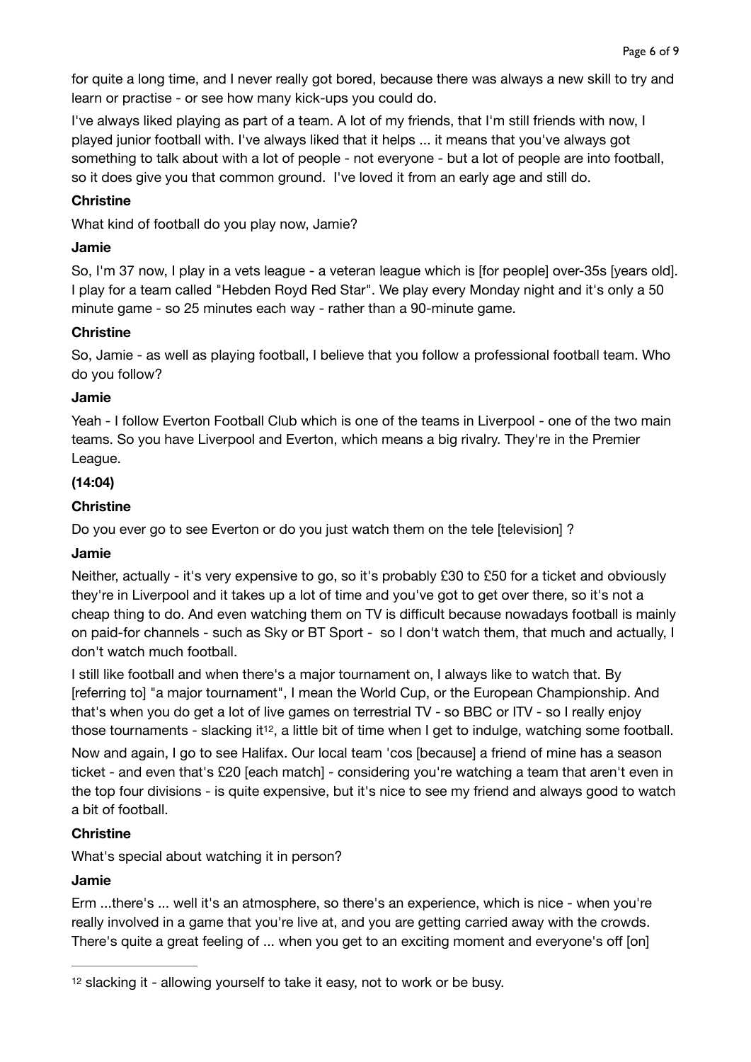for quite a long time, and I never really got bored, because there was always a new skill to try and learn or practise - or see how many kick-ups you could do.

I've always liked playing as part of a team. A lot of my friends, that I'm still friends with now, I played junior football with. I've always liked that it helps ... it means that you've always got something to talk about with a lot of people - not everyone - but a lot of people are into football, so it does give you that common ground. I've loved it from an early age and still do.

**Christine**

What kind of football do you play now, Jamie?

**Jamie**

So, I'm 37 now, I play in a vets league - a veteran league which is [for people] over-35s [years old]. I play for a team called "Hebden Royd Red Star". We play every Monday night and it's only a 50 minute game - so 25 minutes each way - rather than a 90-minute game.

**Christine**

So, Jamie - as well as playing football, I believe that you follow a professional football team. Who do you follow?

**Jamie**

Yeah - I follow Everton Football Club which is one of the teams in Liverpool - one of the two main teams. So you have Liverpool and Everton, which means a big rivalry. They're in the Premier League.

**(14:04)**

**Christine**

Do you ever go to see Everton or do you just watch them on the tele [television] ?

**Jamie**

Neither, actually - it's very expensive to go, so it's probably £30 to £50 for a ticket and obviously they're in Liverpool and it takes up a lot of time and you've got to get over there, so it's not a cheap thing to do. And even watching them on TV is difficult because nowadays football is mainly on paid-for channels - such as Sky or BT Sport - so I don't watch them, that much and actually, I don't watch much football.

I still like football and when there's a major tournament on, I always like to watch that. By [referring to] "a major tournament", I mean the World Cup, or the European Championship. And that's when you do get a lot of live games on terrestrial TV - so BBC or ITV - so I really enjoy those tournaments - slacking it[12], a little bit of time when I get to indulge, watching some football.

Now and again, I go to see Halifax. Our local team 'cos [because] a friend of mine has a season ticket - and even that's £20 [each match] - considering you're watching a team that aren't even in the top four divisions - is quite expensive, but it's nice to see my friend and always good to watch a bit of football.

**Christine**

What's special about watching it in person?

**Jamie**

Erm ...there's ... well it's an atmosphere, so there's an experience, which is nice - when you're really involved in a game that you're live at, and you are getting carried away with the crowds. There's quite a great feeling of ... when you get to an exciting moment and everyone's off [on]

---

[12] slacking it - allowing yourself to take it easy, not to work or be busy.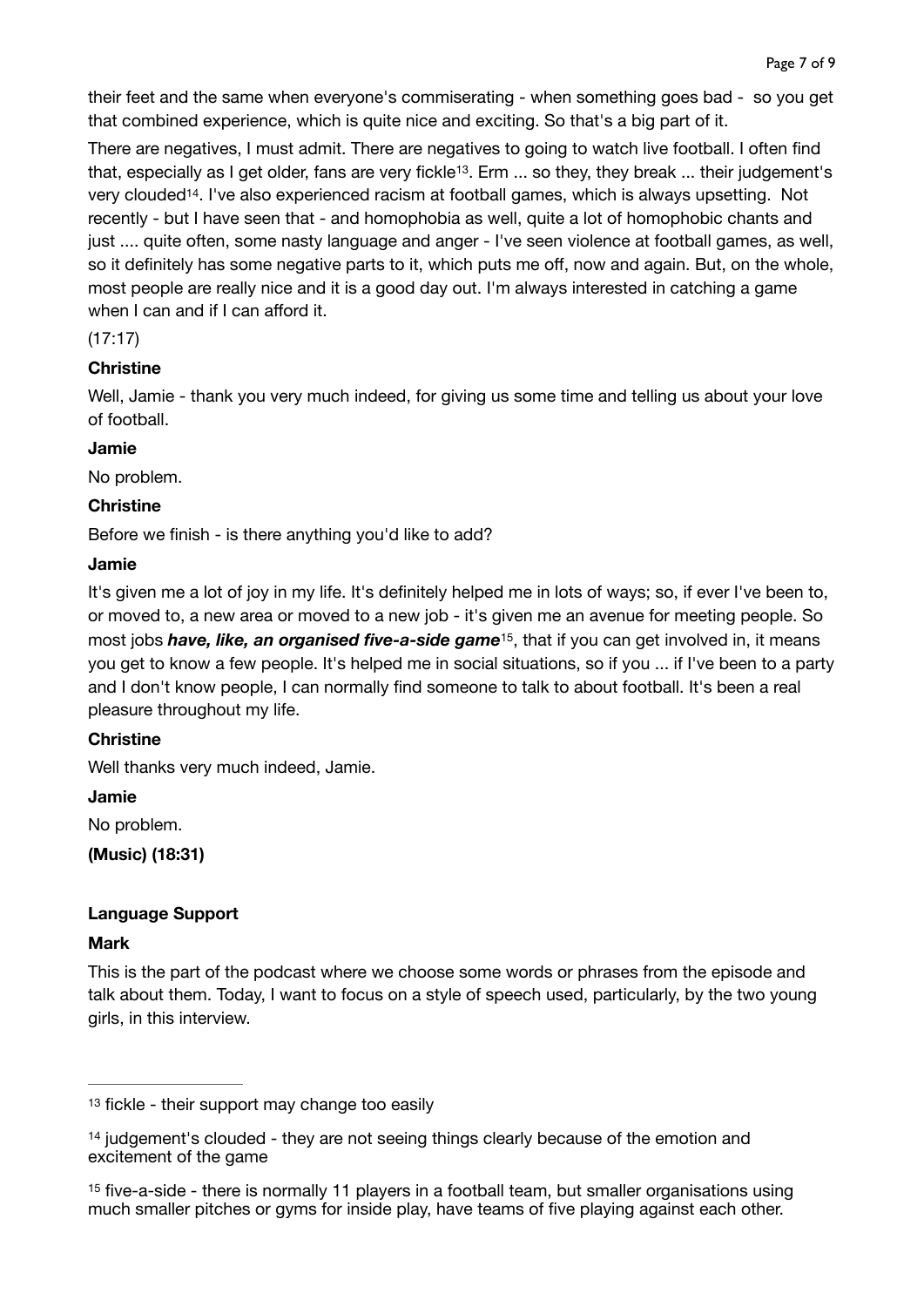their feet and the same when everyone's commiserating - when something goes bad - so you get that combined experience, which is quite nice and exciting. So that's a big part of it.

There are negatives, I must admit. There are negatives to going to watch live football. I often find that, especially as I get older, fans are very fickle[13]. Erm ... so they, they break ... their judgement's very clouded[14]. I've also experienced racism at football games, which is always upsetting. Not recently - but I have seen that - and homophobia as well, quite a lot of homophobic chants and just .... quite often, some nasty language and anger - I've seen violence at football games, as well, so it definitely has some negative parts to it, which puts me off, now and again. But, on the whole, most people are really nice and it is a good day out. I'm always interested in catching a game when I can and if I can afford it.

(17:17)

**Christine**

Well, Jamie - thank you very much indeed, for giving us some time and telling us about your love of football.

**Jamie**

No problem.

**Christine**

Before we finish - is there anything you'd like to add?

**Jamie**

It's given me a lot of joy in my life. It's definitely helped me in lots of ways; so, if ever I've been to, or moved to, a new area or moved to a new job - it's given me an avenue for meeting people. So most jobs ***have, like, an organised five-a-side game***[15], that if you can get involved in, it means you get to know a few people. It's helped me in social situations, so if you ... if I've been to a party and I don't know people, I can normally find someone to talk to about football. It's been a real pleasure throughout my life.

**Christine**

Well thanks very much indeed, Jamie.

**Jamie**

No problem.

**(Music) (18:31)**

**Language Support**

**Mark**

This is the part of the podcast where we choose some words or phrases from the episode and talk about them. Today, I want to focus on a style of speech used, particularly, by the two young girls, in this interview.

---

[13] fickle - their support may change too easily

[14] judgement's clouded - they are not seeing things clearly because of the emotion and excitement of the game

[15] five-a-side - there is normally 11 players in a football team, but smaller organisations using much smaller pitches or gyms for inside play, have teams of five playing against each other.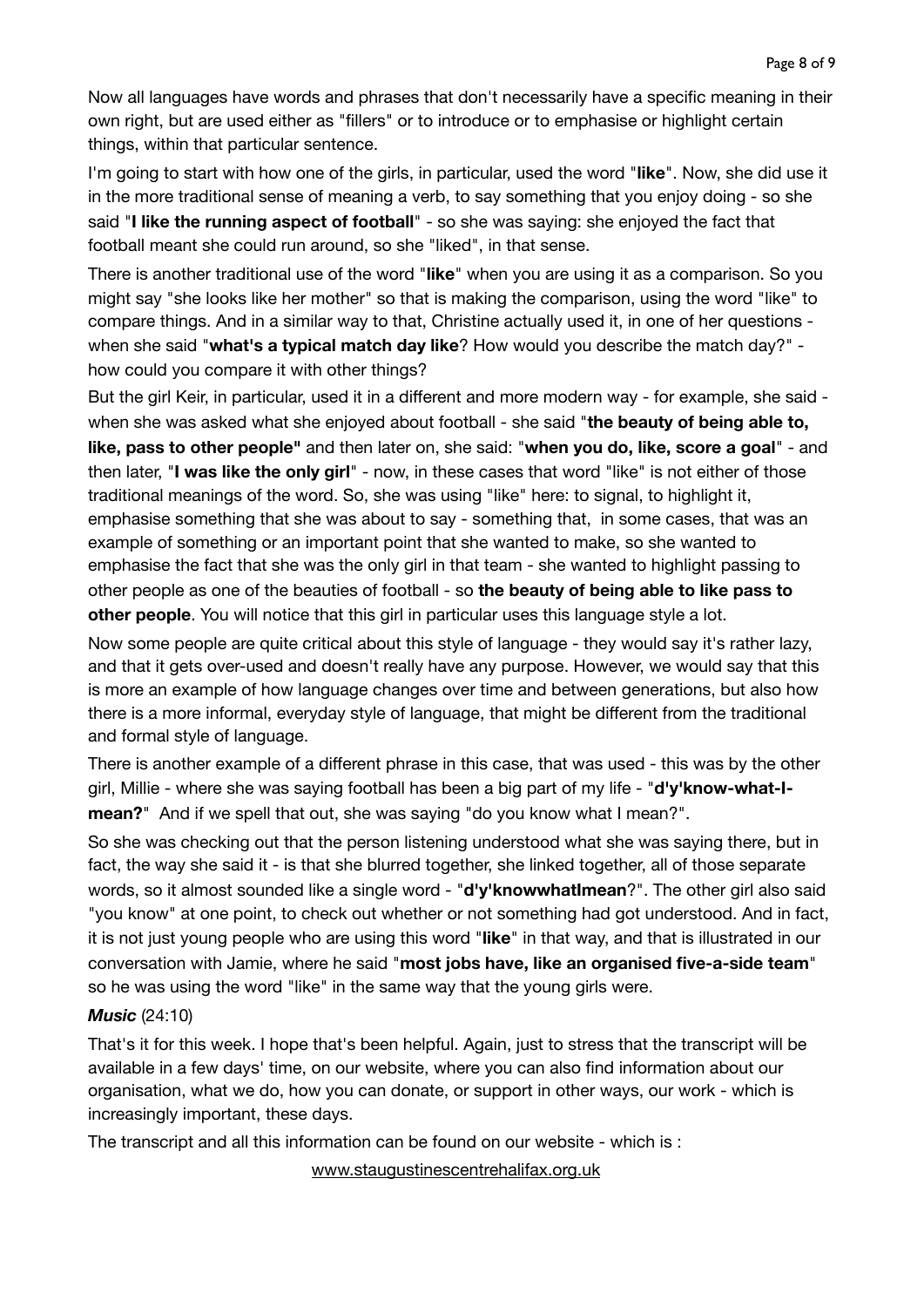Now all languages have words and phrases that don't necessarily have a specific meaning in their own right, but are used either as "fillers" or to introduce or to emphasise or highlight certain things, within that particular sentence.

I'm going to start with how one of the girls, in particular, used the word "**like**". Now, she did use it in the more traditional sense of meaning a verb, to say something that you enjoy doing - so she said "**I like the running aspect of football**" - so she was saying: she enjoyed the fact that football meant she could run around, so she "liked", in that sense.

There is another traditional use of the word "**like**" when you are using it as a comparison. So you might say "she looks like her mother" so that is making the comparison, using the word "like" to compare things. And in a similar way to that, Christine actually used it, in one of her questions - when she said "**what's a typical match day like**? How would you describe the match day?" - how could you compare it with other things?

But the girl Keir, in particular, used it in a different and more modern way - for example, she said - when she was asked what she enjoyed about football - she said "**the beauty of being able to, like, pass to other people"** and then later on, she said: "**when you do, like, score a goal**" - and then later, "**I was like the only girl**" - now, in these cases that word "like" is not either of those traditional meanings of the word. So, she was using "like" here: to signal, to highlight it, emphasise something that she was about to say - something that, in some cases, that was an example of something or an important point that she wanted to make, so she wanted to emphasise the fact that she was the only girl in that team - she wanted to highlight passing to other people as one of the beauties of football - so **the beauty of being able to like pass to other people**. You will notice that this girl in particular uses this language style a lot.

Now some people are quite critical about this style of language - they would say it's rather lazy, and that it gets over-used and doesn't really have any purpose. However, we would say that this is more an example of how language changes over time and between generations, but also how there is a more informal, everyday style of language, that might be different from the traditional and formal style of language.

There is another example of a different phrase in this case, that was used - this was by the other girl, Millie - where she was saying football has been a big part of my life - "**d'y'know-what-I-mean?**" And if we spell that out, she was saying "do you know what I mean?".

So she was checking out that the person listening understood what she was saying there, but in fact, the way she said it - is that she blurred together, she linked together, all of those separate words, so it almost sounded like a single word - "**d'y'knowwhatImean**?". The other girl also said "you know" at one point, to check out whether or not something had got understood. And in fact, it is not just young people who are using this word "**like**" in that way, and that is illustrated in our conversation with Jamie, where he said "**most jobs have, like an organised five-a-side team**" so he was using the word "like" in the same way that the young girls were.

***Music*** (24:10)

That's it for this week. I hope that's been helpful. Again, just to stress that the transcript will be available in a few days' time, on our website, where you can also find information about our organisation, what we do, how you can donate, or support in other ways, our work - which is increasingly important, these days.

The transcript and all this information can be found on our website - which is :

www.staugustinescentrehalifax.org.uk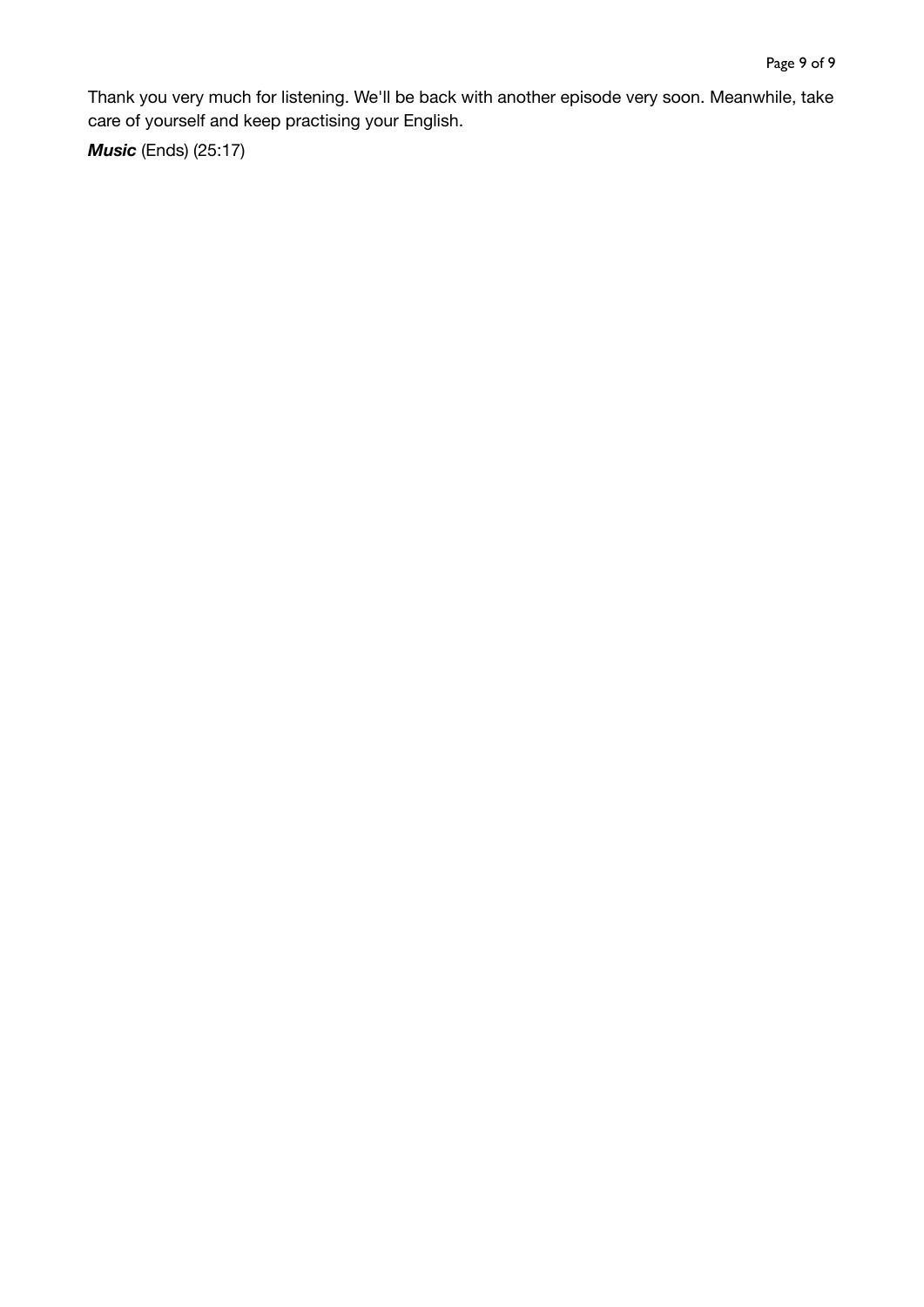Thank you very much for listening. We'll be back with another episode very soon. Meanwhile, take care of yourself and keep practising your English.

***Music*** (Ends) (25:17)